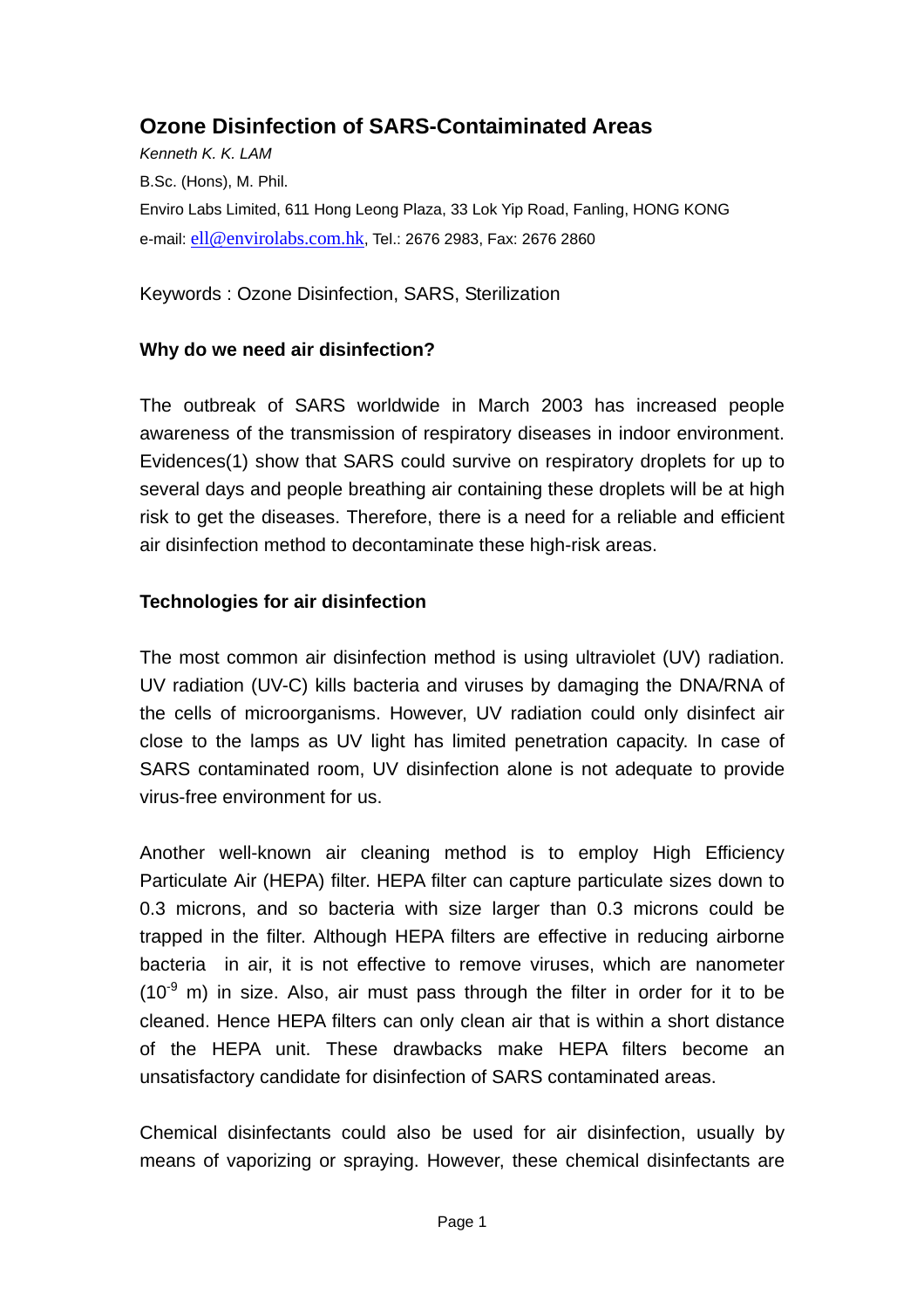# Ozone Disinfection of SARS-Contaiminated Areas

*Kenneth K. K. LAM*

B.Sc. (Hons), M. Phil.

Enviro Labs Limited, 611 Hong Leong Plaza, 33 Lok Yip Road, Fanling, HONG KONG

e-mail: ell@envirolabs.com.hk, Tel.: 2676 2983, Fax: 2676 2860

Keywords : Ozone Disinfection, SARS, Sterilization

## Why do we need air disinfection?

The outbreak of SARS worldwide in March 2003 has increased people awareness of the transmission of respiratory diseases in indoor environment. Evidences(1) show that SARS could survive on respiratory droplets for up to several days and people breathing air containing these droplets will be at high risk to get the diseases. Therefore, there is a need for a reliable and efficient air disinfection method to decontaminate these high-risk areas.

## Technologies for air disinfection

The most common air disinfection method is using ultraviolet (UV) radiation. UV radiation (UV-C) kills bacteria and viruses by damaging the DNA/RNA of the cells of microorganisms. However, UV radiation could only disinfect air close to the lamps as UV light has limited penetration capacity. In case of SARS contaminated room, UV disinfection alone is not adequate to provide virus-free environment for us.

Another well-known air cleaning method is to employ High Efficiency Particulate Air (HEPA) filter. HEPA filter can capture particulate sizes down to 0.3 microns, and so bacteria with size larger than 0.3 microns could be trapped in the filter. Although HEPA filters are effective in reducing airborne bacteria in air, it is not effective to remove viruses, which are nanometer ($10^{-9}$ m) in size. Also, air must pass through the filter in order for it to be cleaned. Hence HEPA filters can only clean air that is within a short distance of the HEPA unit. These drawbacks make HEPA filters become an unsatisfactory candidate for disinfection of SARS contaminated areas.

Chemical disinfectants could also be used for air disinfection, usually by means of vaporizing or spraying. However, these chemical disinfectants are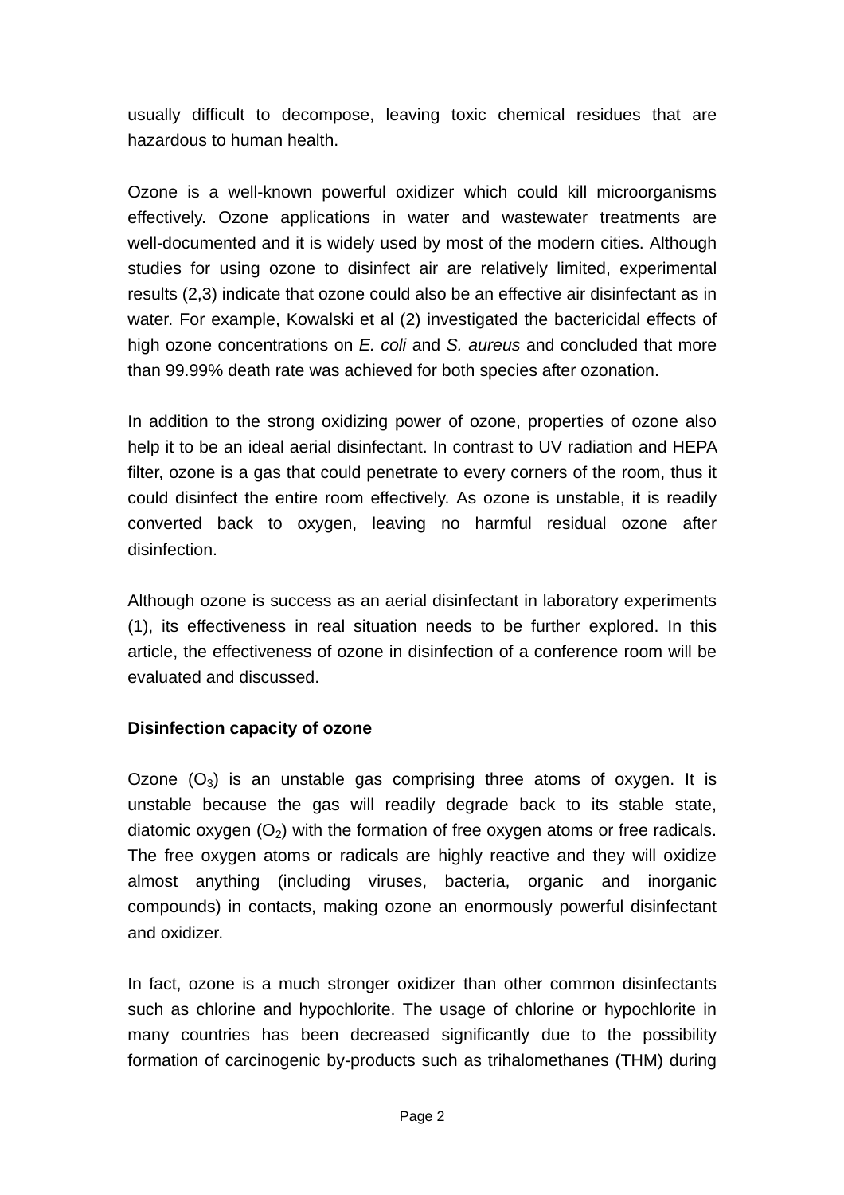usually difficult to decompose, leaving toxic chemical residues that are hazardous to human health.

Ozone is a well-known powerful oxidizer which could kill microorganisms effectively. Ozone applications in water and wastewater treatments are well-documented and it is widely used by most of the modern cities. Although studies for using ozone to disinfect air are relatively limited, experimental results (2,3) indicate that ozone could also be an effective air disinfectant as in water. For example, Kowalski et al (2) investigated the bactericidal effects of high ozone concentrations on *E. coli* and *S. aureus* and concluded that more than 99.99% death rate was achieved for both species after ozonation.

In addition to the strong oxidizing power of ozone, properties of ozone also help it to be an ideal aerial disinfectant. In contrast to UV radiation and HEPA filter, ozone is a gas that could penetrate to every corners of the room, thus it could disinfect the entire room effectively. As ozone is unstable, it is readily converted back to oxygen, leaving no harmful residual ozone after disinfection.

Although ozone is success as an aerial disinfectant in laboratory experiments (1), its effectiveness in real situation needs to be further explored. In this article, the effectiveness of ozone in disinfection of a conference room will be evaluated and discussed.

**Disinfection capacity of ozone**

Ozone ($O_3$) is an unstable gas comprising three atoms of oxygen. It is unstable because the gas will readily degrade back to its stable state, diatomic oxygen ($O_2$) with the formation of free oxygen atoms or free radicals. The free oxygen atoms or radicals are highly reactive and they will oxidize almost anything (including viruses, bacteria, organic and inorganic compounds) in contacts, making ozone an enormously powerful disinfectant and oxidizer.

In fact, ozone is a much stronger oxidizer than other common disinfectants such as chlorine and hypochlorite. The usage of chlorine or hypochlorite in many countries has been decreased significantly due to the possibility formation of carcinogenic by-products such as trihalomethanes (THM) during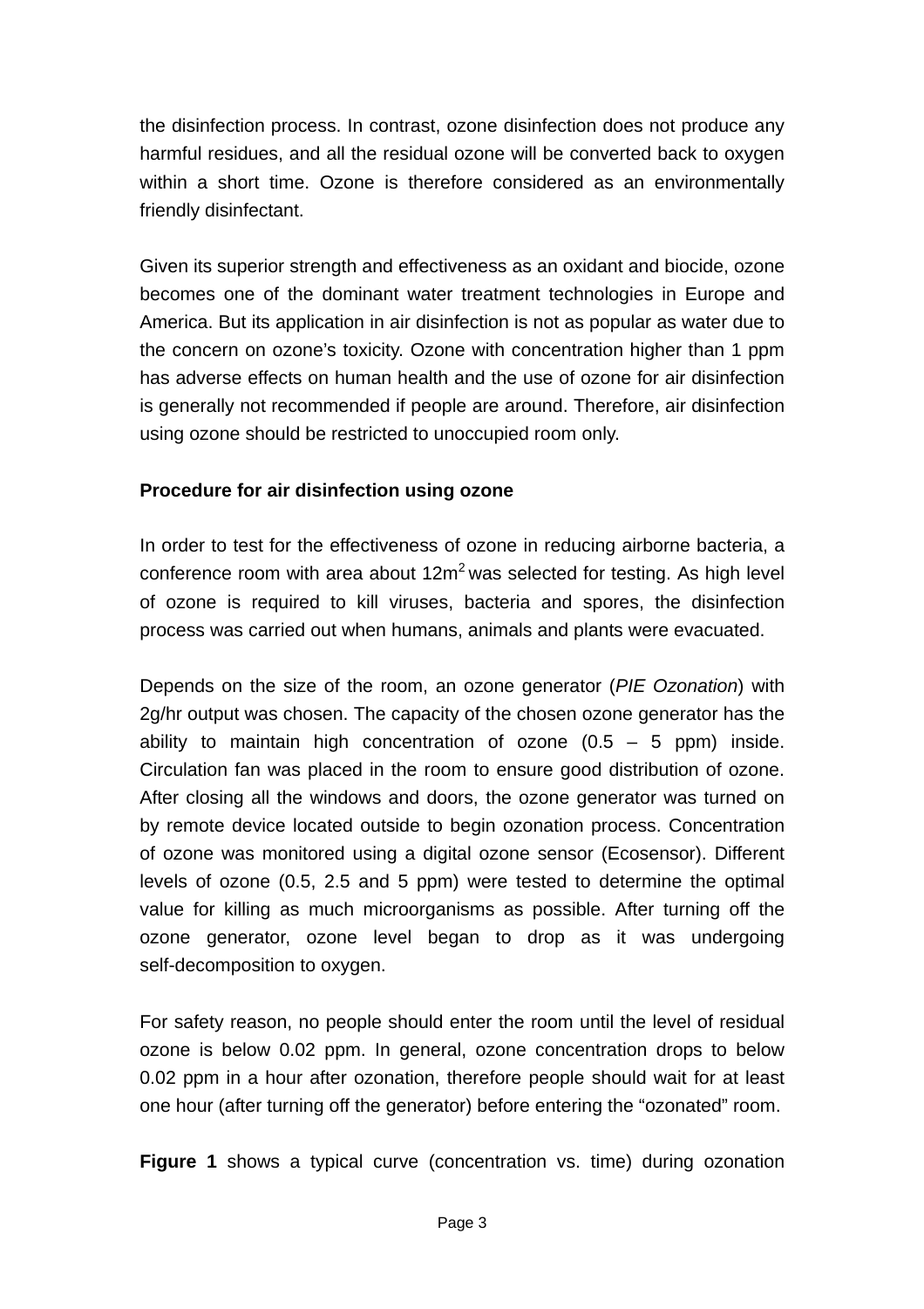the disinfection process. In contrast, ozone disinfection does not produce any harmful residues, and all the residual ozone will be converted back to oxygen within a short time. Ozone is therefore considered as an environmentally friendly disinfectant.

Given its superior strength and effectiveness as an oxidant and biocide, ozone becomes one of the dominant water treatment technologies in Europe and America. But its application in air disinfection is not as popular as water due to the concern on ozone's toxicity. Ozone with concentration higher than 1 ppm has adverse effects on human health and the use of ozone for air disinfection is generally not recommended if people are around. Therefore, air disinfection using ozone should be restricted to unoccupied room only.

**Procedure for air disinfection using ozone**

In order to test for the effectiveness of ozone in reducing airborne bacteria, a conference room with area about $12m^2$ was selected for testing. As high level of ozone is required to kill viruses, bacteria and spores, the disinfection process was carried out when humans, animals and plants were evacuated.

Depends on the size of the room, an ozone generator (*PIE Ozonation*) with 2g/hr output was chosen. The capacity of the chosen ozone generator has the ability to maintain high concentration of ozone (0.5 – 5 ppm) inside. Circulation fan was placed in the room to ensure good distribution of ozone. After closing all the windows and doors, the ozone generator was turned on by remote device located outside to begin ozonation process. Concentration of ozone was monitored using a digital ozone sensor (Ecosensor). Different levels of ozone (0.5, 2.5 and 5 ppm) were tested to determine the optimal value for killing as much microorganisms as possible. After turning off the ozone generator, ozone level began to drop as it was undergoing self-decomposition to oxygen.

For safety reason, no people should enter the room until the level of residual ozone is below 0.02 ppm. In general, ozone concentration drops to below 0.02 ppm in a hour after ozonation, therefore people should wait for at least one hour (after turning off the generator) before entering the "ozonated" room.

**Figure 1** shows a typical curve (concentration vs. time) during ozonation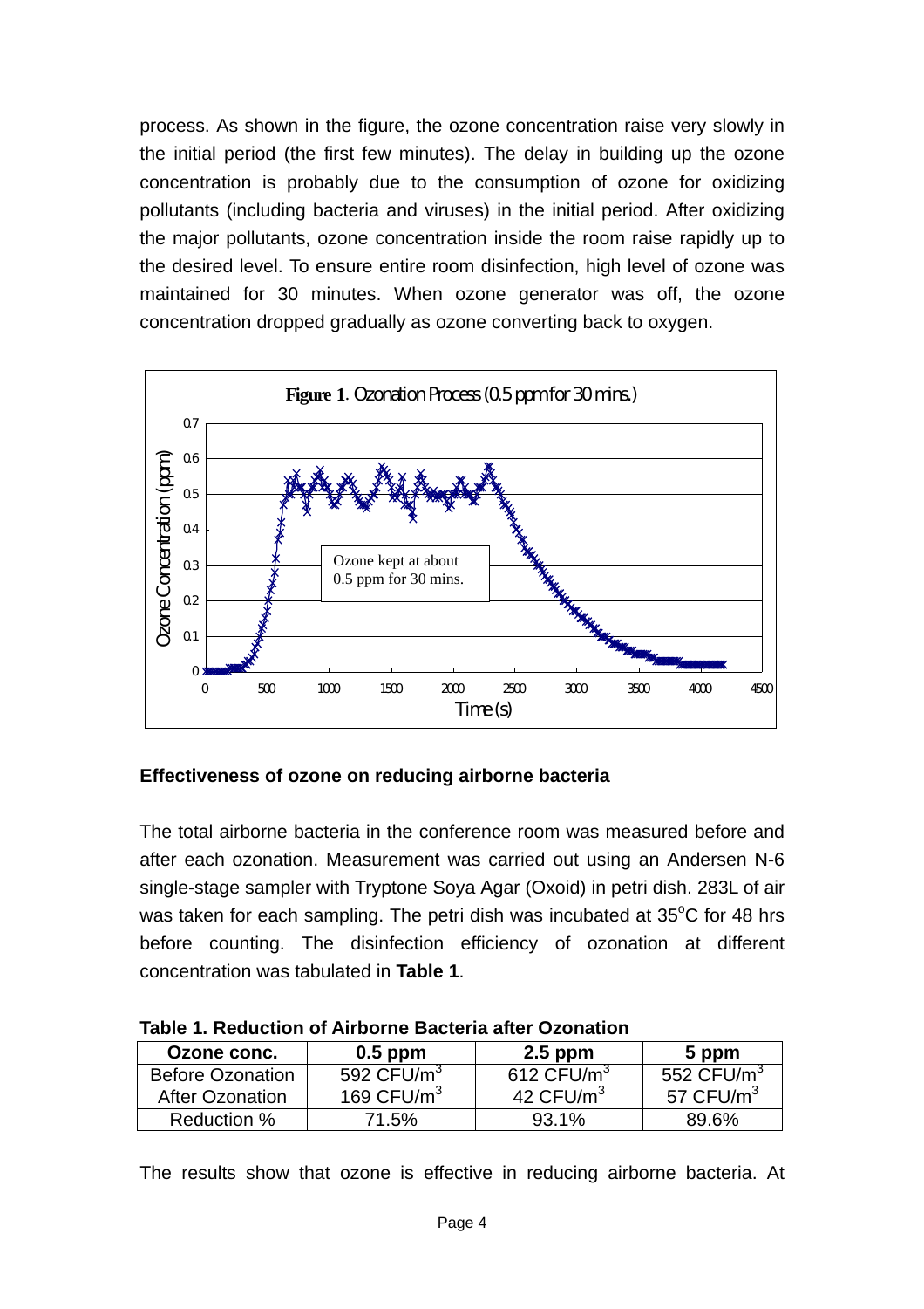process. As shown in the figure, the ozone concentration raise very slowly in the initial period (the first few minutes). The delay in building up the ozone concentration is probably due to the consumption of ozone for oxidizing pollutants (including bacteria and viruses) in the initial period. After oxidizing the major pollutants, ozone concentration inside the room raise rapidly up to the desired level. To ensure entire room disinfection, high level of ozone was maintained for 30 minutes. When ozone generator was off, the ozone concentration dropped gradually as ozone converting back to oxygen.

**Figure 1**. Ozonation Process (0.5 ppm for 30 mins.)

### Effectiveness of ozone on reducing airborne bacteria

The total airborne bacteria in the conference room was measured before and after each ozonation. Measurement was carried out using an Andersen N-6 single-stage sampler with Tryptone Soya Agar (Oxoid) in petri dish. 283L of air was taken for each sampling. The petri dish was incubated at 35$^{o}$C for 48 hrs before counting. The disinfection efficiency of ozonation at different concentration was tabulated in **Table 1**.

**Table 1. Reduction of Airborne Bacteria after Ozonation**

| Ozone conc. | 0.5 ppm | 2.5 ppm | 5 ppm |
|---|---|---|---|
| Before Ozonation | 592 CFU/m$^3$ | 612 CFU/m$^3$ | 552 CFU/m$^3$ |
| After Ozonation | 169 CFU/m$^3$ | 42 CFU/m$^3$ | 57 CFU/m$^3$ |
| Reduction % | 71.5% | 93.1% | 89.6% |

The results show that ozone is effective in reducing airborne bacteria. At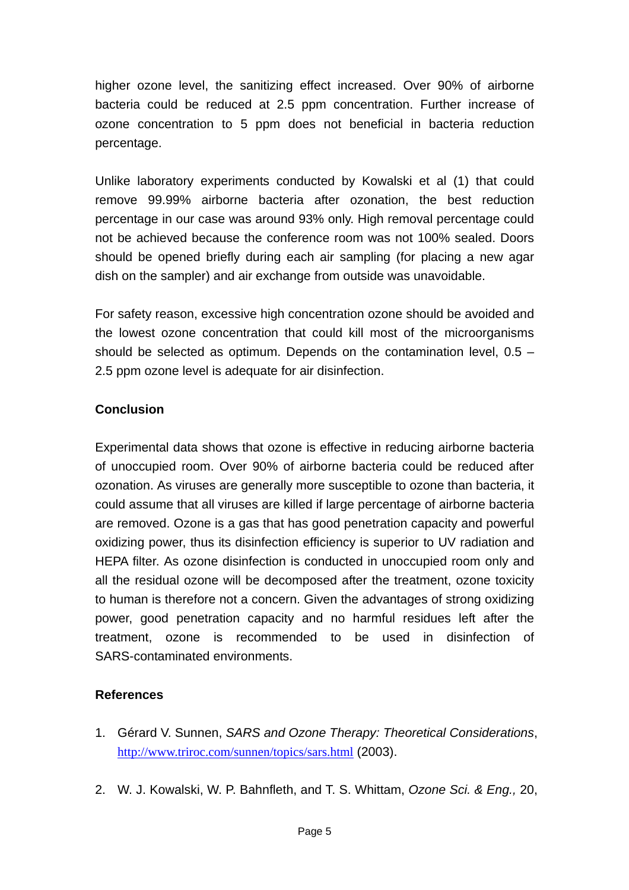higher ozone level, the sanitizing effect increased. Over 90% of airborne bacteria could be reduced at 2.5 ppm concentration. Further increase of ozone concentration to 5 ppm does not beneficial in bacteria reduction percentage.

Unlike laboratory experiments conducted by Kowalski et al (1) that could remove 99.99% airborne bacteria after ozonation, the best reduction percentage in our case was around 93% only. High removal percentage could not be achieved because the conference room was not 100% sealed. Doors should be opened briefly during each air sampling (for placing a new agar dish on the sampler) and air exchange from outside was unavoidable.

For safety reason, excessive high concentration ozone should be avoided and the lowest ozone concentration that could kill most of the microorganisms should be selected as optimum. Depends on the contamination level, 0.5 – 2.5 ppm ozone level is adequate for air disinfection.

**Conclusion**

Experimental data shows that ozone is effective in reducing airborne bacteria of unoccupied room. Over 90% of airborne bacteria could be reduced after ozonation. As viruses are generally more susceptible to ozone than bacteria, it could assume that all viruses are killed if large percentage of airborne bacteria are removed. Ozone is a gas that has good penetration capacity and powerful oxidizing power, thus its disinfection efficiency is superior to UV radiation and HEPA filter. As ozone disinfection is conducted in unoccupied room only and all the residual ozone will be decomposed after the treatment, ozone toxicity to human is therefore not a concern. Given the advantages of strong oxidizing power, good penetration capacity and no harmful residues left after the treatment, ozone is recommended to be used in disinfection of SARS-contaminated environments.

**References**

1. Gérard V. Sunnen, *SARS and Ozone Therapy: Theoretical Considerations*, http://www.triroc.com/sunnen/topics/sars.html (2003).

2. W. J. Kowalski, W. P. Bahnfleth, and T. S. Whittam, *Ozone Sci. & Eng.,* 20,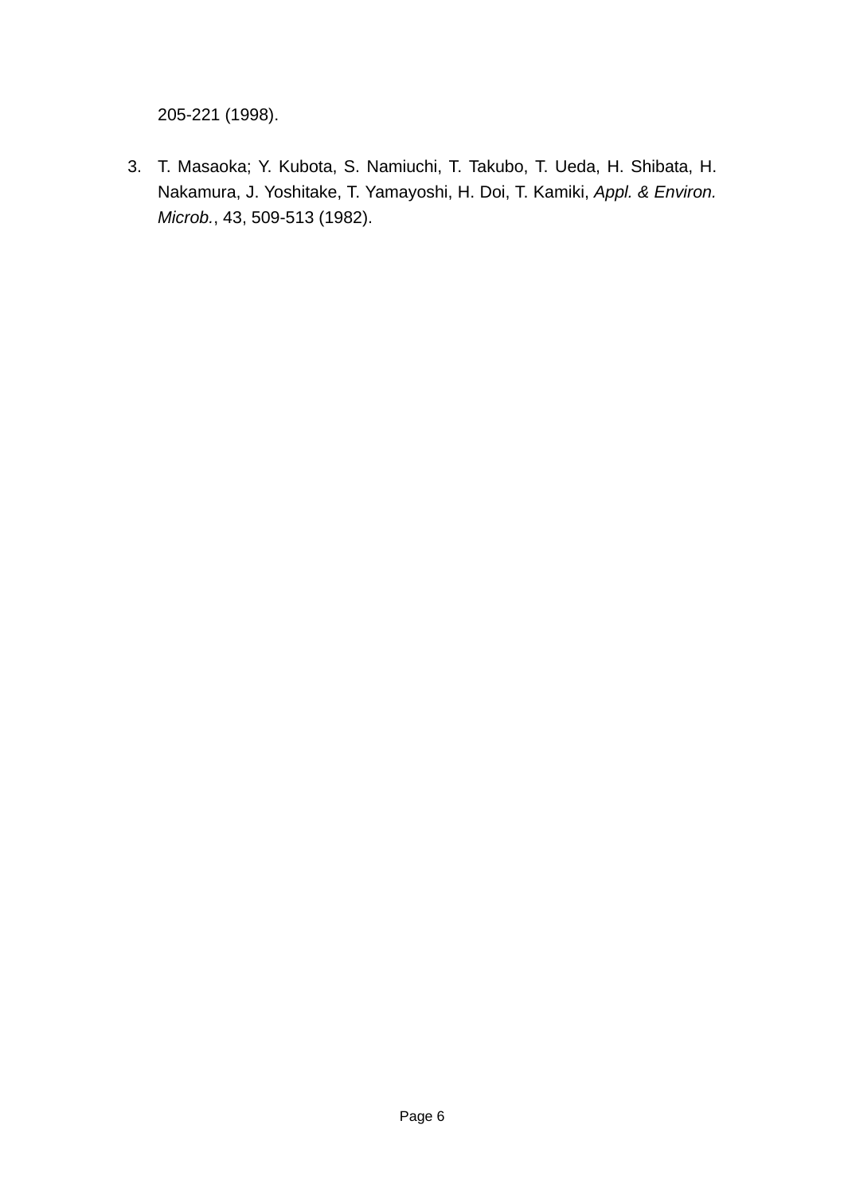205-221 (1998).

3. T. Masaoka; Y. Kubota, S. Namiuchi, T. Takubo, T. Ueda, H. Shibata, H. Nakamura, J. Yoshitake, T. Yamayoshi, H. Doi, T. Kamiki, *Appl. & Environ. Microb.*, 43, 509-513 (1982).